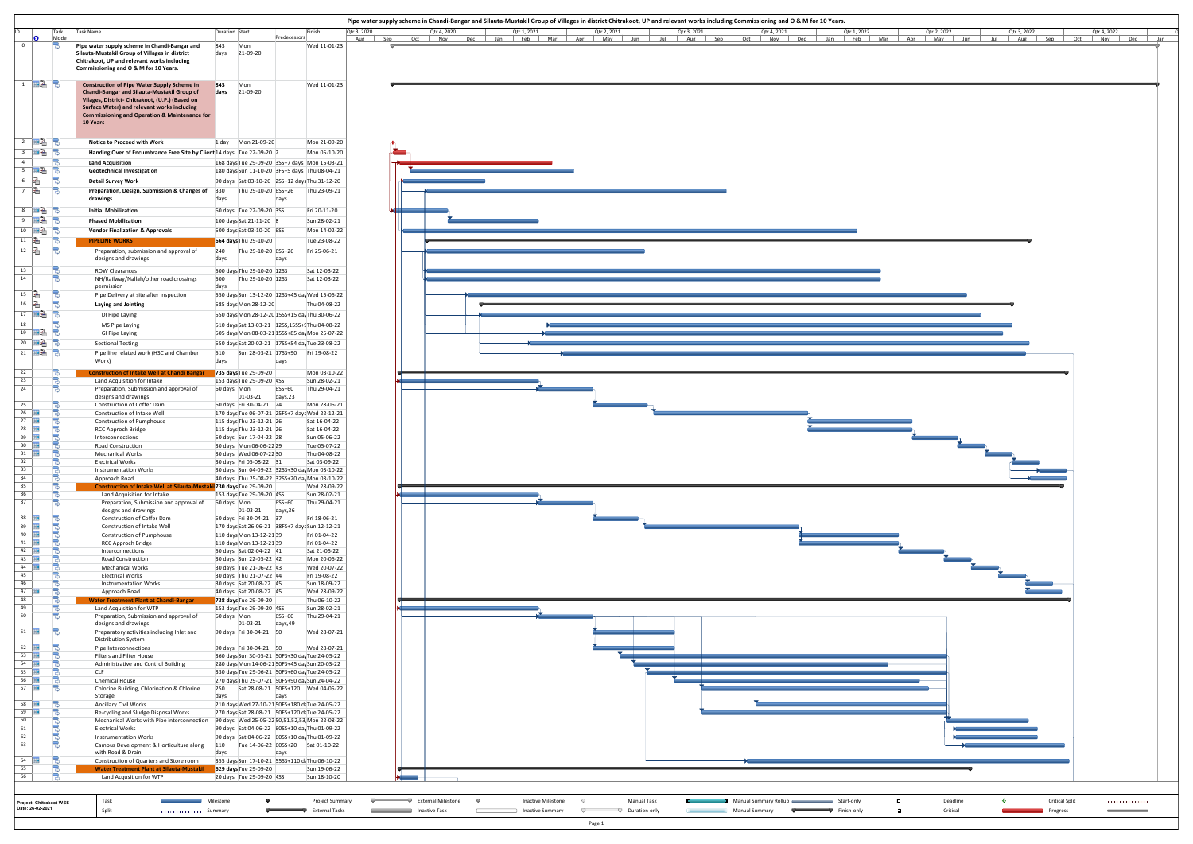# Pipe water supply scheme in Chandi-Bangar and Silauta-Mustakil Group of Villages in district Chitrakoot, UP and relevant works including Commissioning and O & M for 10 Years.

| ID | Task Name | Duration | Start | Predecessors | Finish |
|---|---|---|---|---|---|
| 0 | **Pipe water supply scheme in Chandi-Bangar and Silauta-Mustakil Group of Villages in district Chitrakoot, UP and relevant works including Commissioning and O & M for 10 Years.** | 843 days | Mon 21-09-20 | | Wed 11-01-23 |
| 1 | **Construction of Pipe Water Supply Scheme in Chandi-Bangar and Silauta-Mustakil Group of Vilages, District- Chitrakoot, (U.P.) (Based on Surface Water) and relevant works including Commissioning and Operation & Maintenance for 10 Years** | 843 days | Mon 21-09-20 | | Wed 11-01-23 |
| 2 | **Notice to Proceed with Work** | 1 day | Mon 21-09-20 | | Mon 21-09-20 |
| 3 | **Handing Over of Encumbrance Free Site by Client** | 14 days | Tue 22-09-20 | 2 | Mon 05-10-20 |
| 4 | **Land Acquisition** | 168 days | Tue 29-09-20 | 3SS+7 days | Mon 15-03-21 |
| 5 | **Geotechnical Investigation** | 180 days | Sun 11-10-20 | 3FS+5 days | Thu 08-04-21 |
| 6 | **Detail Survey Work** | 90 days | Sat 03-10-20 | 2SS+12 days | Thu 31-12-20 |
| 7 | **Preparation, Design, Submission & Changes of drawings** | 330 days | Thu 29-10-20 | 6SS+26 days | Thu 23-09-21 |
| 8 | **Initial Mobilization** | 60 days | Tue 22-09-20 | 3SS | Fri 20-11-20 |
| 9 | **Phased Mobilization** | 100 days | Sat 21-11-20 | 8 | Sun 28-02-21 |
| 10 | **Vendor Finalization & Approvals** | 500 days | Sat 03-10-20 | 6SS | Mon 14-02-22 |
| 11 | **PIPELINE WORKS** | 664 days | Thu 29-10-20 | | Tue 23-08-22 |
| 12 | Preparation, submission and approval of designs and drawings | 240 days | Thu 29-10-20 | 6SS+26 days | Fri 25-06-21 |
| 13 | ROW Clearances | 500 days | Thu 29-10-20 | 12SS | Sat 12-03-22 |
| 14 | NH/Railway/Nallah/other road crossings permission | 500 days | Thu 29-10-20 | 12SS | Sat 12-03-22 |
| 15 | Pipe Delivery at site after Inspection | 550 days | Sun 13-12-20 | 12SS+45 days | Wed 15-06-22 |
| 16 | **Laying and Jointing** | 585 days | Mon 28-12-20 | | Thu 04-08-22 |
| 17 | DI Pipe Laying | 550 days | Mon 28-12-20 | 15SS+15 days | Thu 30-06-22 |
| 18 | MS Pipe Laying | 510 days | Sat 13-03-21 | 12SS,15SS+5 | Thu 04-08-22 |
| 19 | GI Pipe Laying | 505 days | Mon 08-03-21 | 15SS+85 days | Mon 25-07-22 |
| 20 | Sectional Testing | 550 days | Sat 20-02-21 | 17SS+54 days | Tue 23-08-22 |
| 21 | Pipe line related work (HSC and Chamber Work) | 510 days | Sun 28-03-21 | 17SS+90 days | Fri 19-08-22 |
| 22 | **Construction of Intake Well at Chandi Bangar** | 735 days | Tue 29-09-20 | | Mon 03-10-22 |
| 23 | Land Acquisition for Intake | 153 days | Tue 29-09-20 | 4SS | Sun 28-02-21 |
| 24 | Preparation, Submission and approval of designs and drawings | 60 days | Mon 01-03-21 | 6SS+60 days,23 | Thu 29-04-21 |
| 25 | Construction of Coffer Dam | 60 days | Fri 30-04-21 | 24 | Mon 28-06-21 |
| 26 | Construction of Intake Well | 170 days | Tue 06-07-21 | 25FS+7 days | Wed 22-12-21 |
| 27 | Construction of Pumphouse | 115 days | Thu 23-12-21 | 26 | Sat 16-04-22 |
| 28 | RCC Approch Bridge | 115 days | Thu 23-12-21 | 26 | Sat 16-04-22 |
| 29 | Interconnections | 50 days | Sun 17-04-22 | 28 | Sun 05-06-22 |
| 30 | Road Construction | 30 days | Mon 06-06-22 | 29 | Tue 05-07-22 |
| 31 | Mechanical Works | 30 days | Wed 06-07-22 | 30 | Thu 04-08-22 |
| 32 | Electrical Works | 30 days | Fri 05-08-22 | 31 | Sat 03-09-22 |
| 33 | Instrumentation Works | 30 days | Sun 04-09-22 | 32SS+30 days | Mon 03-10-22 |
| 34 | Approach Road | 40 days | Thu 25-08-22 | 32SS+20 days | Mon 03-10-22 |
| 35 | **Construction of Intake Well at Silauta-Mustakil** | 730 days | Tue 29-09-20 | | Wed 28-09-22 |
| 36 | Land Acquisition for Intake | 153 days | Tue 29-09-20 | 4SS | Sun 28-02-21 |
| 37 | Preparation, Submission and approval of designs and drawings | 60 days | Mon 01-03-21 | 6SS+60 days,36 | Thu 29-04-21 |
| 38 | Construction of Coffer Dam | 50 days | Fri 30-04-21 | 37 | Fri 18-06-21 |
| 39 | Construction of Intake Well | 170 days | Sat 26-06-21 | 38FS+7 days | Sun 12-12-21 |
| 40 | Construction of Pumphouse | 110 days | Mon 13-12-21 | 39 | Fri 01-04-22 |
| 41 | RCC Approch Bridge | 110 days | Mon 13-12-21 | 39 | Fri 01-04-22 |
| 42 | Interconnections | 50 days | Sat 02-04-22 | 41 | Sat 21-05-22 |
| 43 | Road Construction | 30 days | Sun 22-05-22 | 42 | Mon 20-06-22 |
| 44 | Mechanical Works | 30 days | Tue 21-06-22 | 43 | Wed 20-07-22 |
| 45 | Electrical Works | 30 days | Thu 21-07-22 | 44 | Fri 19-08-22 |
| 46 | Instrumentation Works | 30 days | Sat 20-08-22 | 45 | Sun 18-09-22 |
| 47 | Approach Road | 40 days | Sat 20-08-22 | 45 | Wed 28-09-22 |
| 48 | **Water Treatment Plant at Chandi-Bangar** | 738 days | Tue 29-09-20 | | Thu 06-10-22 |
| 49 | Land Acquisition for WTP | 153 days | Tue 29-09-20 | 4SS | Sun 28-02-21 |
| 50 | Preparation, Submission and approval of designs and drawings | 60 days | Mon 01-03-21 | 6SS+60 days,49 | Thu 29-04-21 |
| 51 | Preparatory activities including Inlet and Distribution System | 90 days | Fri 30-04-21 | 50 | Wed 28-07-21 |
| 52 | Pipe Interconnections | 90 days | Fri 30-04-21 | 50 | Wed 28-07-21 |
| 53 | Filters and Filter House | 360 days | Sun 30-05-21 | 50FS+30 days | Tue 24-05-22 |
| 54 | Administrative and Control Building | 280 days | Mon 14-06-21 | 50FS+45 days | Sun 20-03-22 |
| 55 | CLF | 330 days | Tue 29-06-21 | 50FS+60 days | Tue 24-05-22 |
| 56 | Chemical House | 270 days | Thu 29-07-21 | 50FS+90 days | Sun 24-04-22 |
| 57 | Chlorine Building, Chlorination & Chlorine Storage | 250 days | Sat 28-08-21 | 50FS+120 days | Wed 04-05-22 |
| 58 | Ancillary Civil Works | 210 days | Wed 27-10-21 | 50FS+180 days | Tue 24-05-22 |
| 59 | Re-cycling and Sludge Disposal Works | 270 days | Sat 28-08-21 | 50FS+120 days | Tue 24-05-22 |
| 60 | Mechanical Works with Pipe interconnection | 90 days | Wed 25-05-22 | 50,51,52,53, | Mon 22-08-22 |
| 61 | Electrical Works | 90 days | Sat 04-06-22 | 60SS+10 days | Thu 01-09-22 |
| 62 | Instrumentation Works | 90 days | Sat 04-06-22 | 60SS+10 days | Thu 01-09-22 |
| 63 | Campus Development & Horticulture along with Road & Drain | 110 days | Tue 14-06-22 | 60SS+20 days | Sat 01-10-22 |
| 64 | Construction of Quarters and Store room | 355 days | Sun 17-10-21 | 55SS+110 days | Thu 06-10-22 |
| 65 | **Water Treatment Plant at Silauta-Mustakil** | 629 days | Tue 29-09-20 | | Sun 19-06-22 |
| 66 | Land Acqusition for WTP | 153 days | Tue 29-09-20 | 4SS | Sun 18-10-20 |

Project: Chitrakoot WSS
Date: 26-02-2021

Legend: Task, Split, Milestone, Summary, Project Summary, External Tasks, External Milestone, Inactive Task, Inactive Milestone, Inactive Summary, Manual Task, Duration-only, Manual Summary Rollup, Manual Summary, Start-only, Finish-only, Deadline, Critical, Critical Split, Progress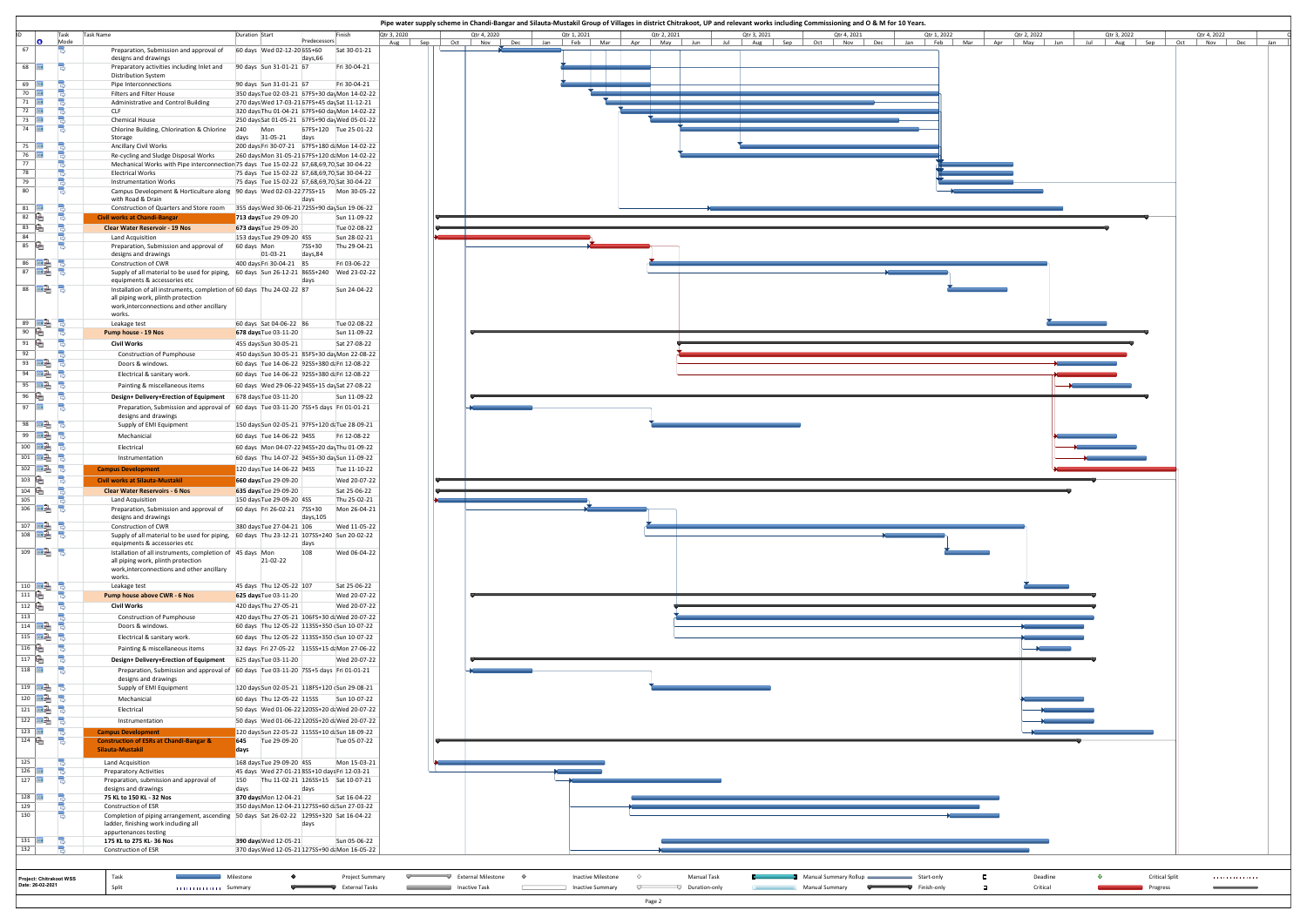# Pipe water supply scheme in Chandi-Bangar and Silauta-Mustakil Group of Villages in district Chitrakoot, UP and relevant works including Commissioning and O & M for 10 Years.

| ID | Task Name | Duration | Start | Predecessors | Finish |
|---|---|---|---|---|---|
| 67 | Preparation, Submission and approval of designs and drawings | 60 days | Wed 02-12-20 | 5SS+60 days,66 | Sat 30-01-21 |
| 68 | Preparatory activities including Inlet and Distribution System | 90 days | Sun 31-01-21 | 67 | Fri 30-04-21 |
| 69 | Pipe Interconnections | 90 days | Sun 31-01-21 | 67 | Fri 30-04-21 |
| 70 | Filters and Filter House | 350 days | Tue 02-03-21 | 67FS+30 days | Mon 14-02-22 |
| 71 | Administrative and Control Building | 270 days | Wed 17-03-21 | 67FS+45 days | Sat 11-12-21 |
| 72 | CLF | 320 days | Thu 01-04-21 | 67FS+60 days | Mon 14-02-22 |
| 73 | Chemical House | 250 days | Sat 01-05-21 | 67FS+90 days | Wed 05-01-22 |
| 74 | Chlorine Building, Chlorination & Chlorine Storage | 240 days | Mon 31-05-21 | 67FS+120 days | Tue 25-01-22 |
| 75 | Ancillary Civil Works | 200 days | Fri 30-07-21 | 67FS+180 da | Mon 14-02-22 |
| 76 | Re-cycling and Sludge Disposal Works | 260 days | Mon 31-05-21 | 67FS+120 da | Mon 14-02-22 |
| 77 | Mechanical Works with Pipe interconnection | 75 days | Tue 15-02-22 | 67,68,69,70 | Sat 30-04-22 |
| 78 | Electrical Works | 75 days | Tue 15-02-22 | 67,68,69,70 | Sat 30-04-22 |
| 79 | Instrumentation Works | 75 days | Tue 15-02-22 | 67,68,69,70 | Sat 30-04-22 |
| 80 | Campus Development & Horticulture along with Road & Drain | 90 days | Wed 02-03-22 | 77SS+15 days | Mon 30-05-22 |
| 81 | Construction of Quarters and Store room | 355 days | Wed 30-06-21 | 72SS+90 da | Sun 19-06-22 |
| 82 | **Civil works at Chandi-Bangar** | **713 days** | **Tue 29-09-20** | | **Sun 11-09-22** |
| 83 | **Clear Water Reservoir - 19 Nos** | **673 days** | **Tue 29-09-20** | | **Tue 02-08-22** |
| 84 | Land Acquisition | 153 days | Tue 29-09-20 | 4SS | Sat 28-02-21 |
| 85 | Preparation, Submission and approval of designs and drawings | 60 days | Mon 01-03-21 | 75S+30 days,84 | Thu 29-04-21 |
| 86 | Construction of CWR | 400 days | Fri 30-04-21 | 85 | Fri 03-06-22 |
| 87 | Supply of all material to be used for piping, equipments & accessories etc | 60 days | Sun 26-12-21 | 86SS+240 days | Wed 23-02-22 |
| 88 | Installation of all instruments, completion of all piping work, plinth protection work,interconnections and other ancillary works. | 60 days | Thu 24-02-22 | 87 | Sun 24-04-22 |
| 89 | Leakage test | 60 days | Sat 04-06-22 | 86 | Tue 02-08-22 |
| 90 | **Pump house - 19 Nos** | **678 days** | **Tue 03-11-20** | | **Sun 11-09-22** |
| 91 | **Civil Works** | **455 days** | **Sun 30-05-21** | | **Sat 27-08-22** |
| 92 | Construction of Pumphouse | 450 days | Sun 30-05-21 | 85FS+30 da | Mon 22-08-22 |
| 93 | Doors & windows. | 60 days | Tue 14-06-22 | 92SS+380 d | Fri 12-08-22 |
| 94 | Electrical & sanitary work. | 60 days | Tue 14-06-22 | 92SS+380 d | Fri 12-08-22 |
| 95 | Painting & miscellaneous items | 60 days | Wed 29-06-22 | 94SS+15 da | Sat 27-08-22 |
| 96 | **Design+ Delivery+Erection of Equipment** | **678 days** | **Tue 03-11-20** | | **Sun 11-09-22** |
| 97 | Preparation, Submission and approval of designs and drawings | 60 days | Tue 03-11-20 | 7SS+5 days | Fri 01-01-21 |
| 98 | Supply of EMI Equipment | 150 days | Sun 02-05-21 | 97FS+120 d | Tue 28-09-21 |
| 99 | Mechanicial | 60 days | Tue 14-06-22 | 94SS | Fri 12-08-22 |
| 100 | Electrical | 60 days | Mon 04-07-22 | 94SS+20 day | Thu 01-09-22 |
| 101 | Instrumentation | 60 days | Thu 14-07-22 | 94SS+30 da | Sun 11-09-22 |
| 102 | **Campus Development** | **120 days** | **Tue 14-06-22** | **94SS** | **Tue 11-10-22** |
| 103 | **Civil works at Silauta-Mustakil** | **660 days** | **Tue 29-09-20** | | **Wed 20-07-22** |
| 104 | **Clear Water Reservoirs - 6 Nos** | **635 days** | **Tue 29-09-20** | | **Sat 25-06-22** |
| 105 | Land Acquisition | 150 days | Tue 29-09-20 | 4SS | Thu 25-02-21 |
| 106 | Preparation, Submission and approval of designs and drawings | 60 days | Fri 26-02-21 | 7SS+30 days,105 | Mon 26-04-21 |
| 107 | Construction of CWR | 380 days | Tue 27-04-21 | 106 | Wed 11-05-22 |
| 108 | Supply of all material to be used for piping, equipments & accessories etc | 60 days | Thu 23-12-21 | 107SS+240 days | Sun 20-02-22 |
| 109 | Istallation of all instruments, completion of all piping work, plinth protection work,interconnections and other ancillary works. | 45 days | Mon 21-02-22 | 108 | Wed 06-04-22 |
| 110 | Leakage test | 45 days | Thu 12-05-22 | 107 | Sat 25-06-22 |
| 111 | **Pump house above CWR - 6 Nos** | **625 days** | **Tue 03-11-20** | | **Wed 20-07-22** |
| 112 | **Civil Works** | **420 days** | **Thu 27-05-21** | | **Wed 20-07-22** |
| 113 | Construction of Pumphouse | 420 days | Thu 27-05-21 | 106FS+30 d | Wed 20-07-22 |
| 114 | Doors & windows. | 60 days | Thu 12-05-22 | 113SS+350 d | Sun 10-07-22 |
| 115 | Electrical & sanitary work. | 60 days | Thu 12-05-22 | 113SS+350 d | Sun 10-07-22 |
| 116 | Painting & miscellaneous items | 32 days | Fri 27-05-22 | 115SS+15 d | Mon 27-06-22 |
| 117 | **Design+ Delivery+Erection of Equipment** | **625 days** | **Tue 03-11-20** | | **Wed 20-07-22** |
| 118 | Preparation, Submission and approval of designs and drawings | 60 days | Tue 03-11-20 | 7SS+5 days | Fri 01-01-21 |
| 119 | Supply of EMI Equipment | 120 days | Sun 02-05-21 | 118FS+120 d | Sun 29-08-21 |
| 120 | Mechanicial | 60 days | Thu 12-05-22 | 115SS | Sun 10-07-22 |
| 121 | Electrical | 50 days | Wed 01-06-22 | 120SS+20 d | Wed 20-07-22 |
| 122 | Instrumentation | 50 days | Wed 01-06-22 | 120SS+20 d | Wed 20-07-22 |
| 123 | **Campus Development** | **120 days** | **Sun 22-05-22** | **115SS+10 d** | **Sun 18-09-22** |
| 124 | **Construction of ESRs at Chandi-Bangar & Silauta-Mustakil** | **645 days** | **Tue 29-09-20** | | **Tue 05-07-22** |
| 125 | Land Acquisition | 168 days | Tue 29-09-20 | 4SS | Mon 15-03-21 |
| 126 | Preparatory Activities | 45 days | Wed 27-01-21 | 8SS+10 days | Fri 12-03-21 |
| 127 | Preparation, submission and approval of designs and drawings | 150 days | Thu 11-02-21 | 126SS+15 days | Sat 10-07-21 |
| 128 | **75 KL to 150 KL - 32 Nos** | **370 days** | **Mon 12-04-21** | | **Sat 16-04-22** |
| 129 | Construction of ESR | 350 days | Mon 12-04-21 | 127SS+60 d | Sun 27-03-22 |
| 130 | Completion of piping arrangement, ascending ladder, finishing work including all appurtenances testing | 50 days | Sat 26-02-22 | 129SS+320 days | Sat 16-04-22 |
| 131 | **175 KL to 275 KL- 36 Nos** | **390 days** | **Wed 12-05-21** | | **Sun 05-06-22** |
| 132 | Construction of ESR | 370 days | Wed 12-05-21 | 127SS+90 d | Mon 16-05-22 |

Project: Chitrakoot WSS
Date: 26-02-2021

Legend: Task, Split, Milestone, Summary, Project Summary, External Tasks, External Milestone, Inactive Task, Inactive Milestone, Inactive Summary, Manual Task, Duration-only, Manual Summary Rollup, Manual Summary, Start-only, Finish-only, Deadline, Critical, Critical Split, Progress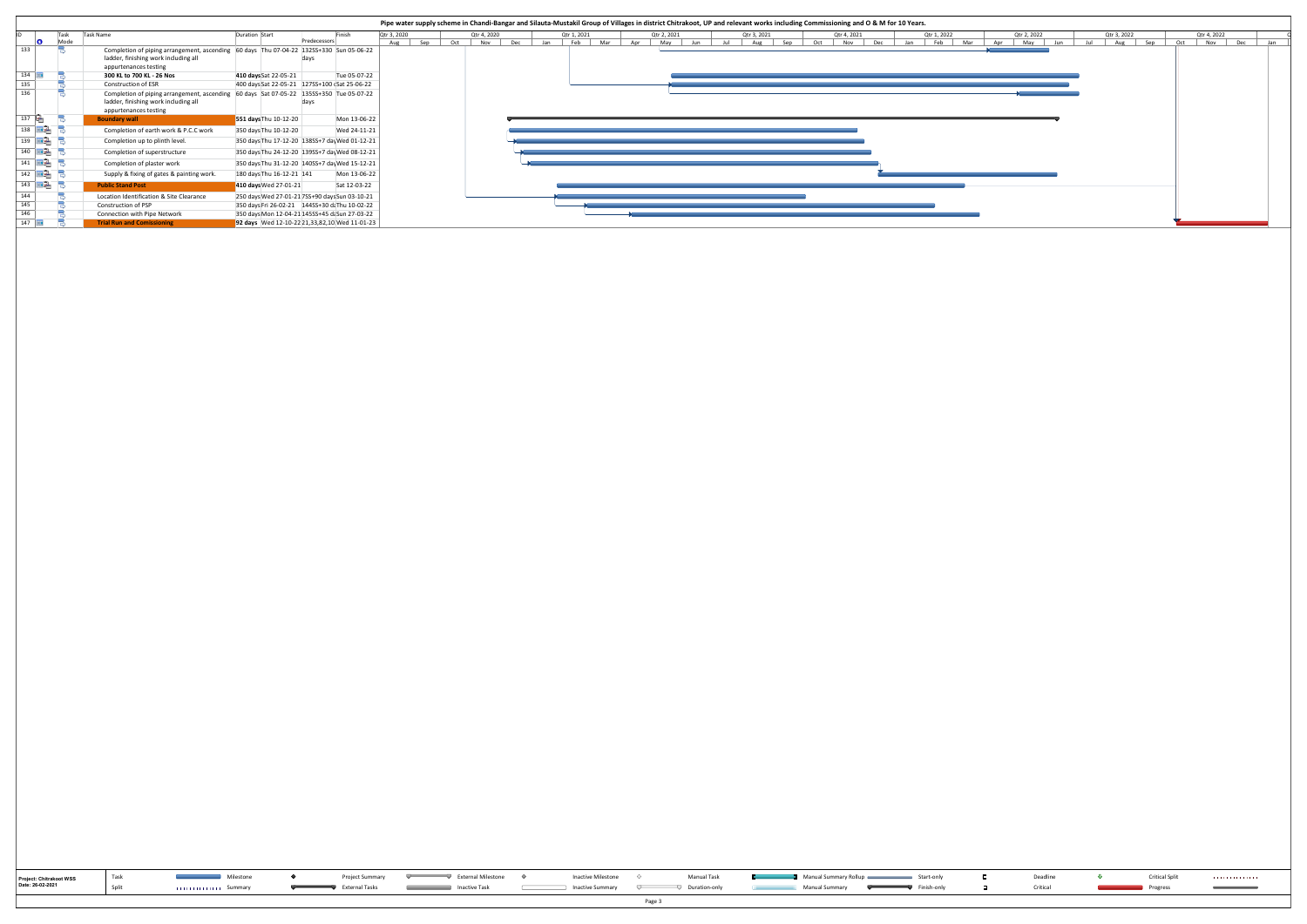# Pipe water supply scheme in Chandi-Bangar and Silauta-Mustakil Group of Villages in district Chitrakoot, UP and relevant works including Commissioning and O & M for 10 Years.

| ID | Task Mode | Task Name | Duration | Start | Predecessors | Finish |
|---|---|---|---|---|---|---|
| 133 | | Completion of piping arrangement, ascending ladder, finishing work including all appurtenances testing | 60 days | Thu 07-04-22 | 132SS+330 days | Sun 05-06-22 |
| 134 | | **300 KL to 700 KL - 26 Nos** | **410 days** | Sat 22-05-21 | | Tue 05-07-22 |
| 135 | | Construction of ESR | 400 days | Sat 22-05-21 | 127SS+100 d | Sat 25-06-22 |
| 136 | | Completion of piping arrangement, ascending ladder, finishing work including all appurtenances testing | 60 days | Sat 07-05-22 | 135SS+350 days | Tue 05-07-22 |
| 137 | | **Boundary wall** | **551 days** | Thu 10-12-20 | | Mon 13-06-22 |
| 138 | | Completion of earth work & P.C.C work | 350 days | Thu 10-12-20 | | Wed 24-11-21 |
| 139 | | Completion up to plinth level. | 350 days | Thu 17-12-20 | 138SS+7 day | Wed 01-12-21 |
| 140 | | Completion of superstructure | 350 days | Thu 24-12-20 | 139SS+7 day | Wed 08-12-21 |
| 141 | | Completion of plaster work | 350 days | Thu 31-12-20 | 140SS+7 day | Wed 15-12-21 |
| 142 | | Supply & fixing of gates & painting work. | 180 days | Thu 16-12-21 | 141 | Mon 13-06-22 |
| 143 | | **Public Stand Post** | **410 days** | Wed 27-01-21 | | Sat 12-03-22 |
| 144 | | Location Identification & Site Clearance | 250 days | Wed 27-01-21 | 7SS+90 days | Sun 03-10-21 |
| 145 | | Construction of PSP | 350 days | Fri 26-02-21 | 144SS+30 d | Thu 10-02-22 |
| 146 | | Connection with Pipe Network | 350 days | Mon 12-04-21 | 145SS+45 d | Sun 27-03-22 |
| 147 | | **Trial Run and Comissioning** | **92 days** | Wed 12-10-22 | 21,33,82,10 | Wed 11-01-23 |

Qtr 3, 2020 Aug Sep | Qtr 4, 2020 Oct Nov Dec | Qtr 1, 2021 Jan Feb Mar | Qtr 2, 2021 Apr May Jun | Qtr 3, 2021 Jul Aug Sep | Qtr 4, 2021 Oct Nov Dec | Qtr 1, 2022 Jan Feb Mar | Qtr 2, 2022 Apr May Jun | Qtr 3, 2022 Jul Aug Sep | Qtr 4, 2022 Oct Nov Dec | Jan

Project: Chitrakoot WSS
Date: 26-02-2021

Task, Split, Milestone, Summary, Project Summary, External Tasks, External Milestone, Inactive Task, Inactive Milestone, Inactive Summary, Manual Task, Duration-only, Manual Summary Rollup, Manual Summary, Start-only, Finish-only, Deadline, Critical, Critical Split, Progress